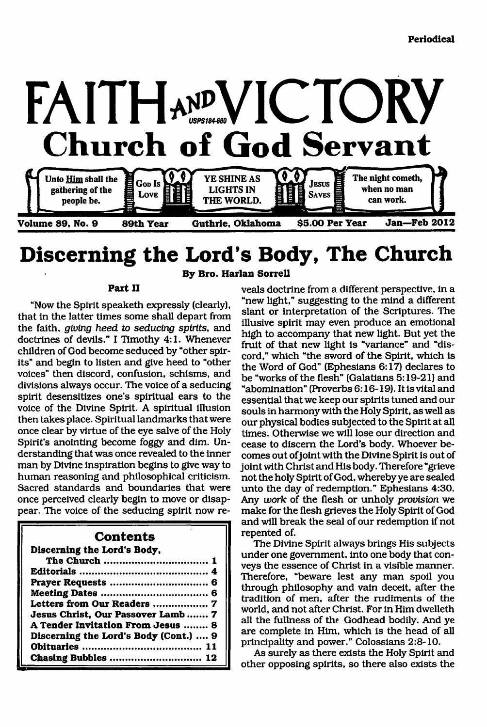Periodical

# FAITH AND VICTORY

USPS184-660

## Church of God Servant

Unto Him shall the gathering of the people be. | God Is Love | YE SHINE AS LIGHTS IN THE WORLD. | Jesus Saves | The night cometh, when no man can work.

Volume 89, No. 9 — 89th Year — Guthrie, Oklahoma — $5.00 Per Year — Jan—Feb 2012

# Discerning the Lord's Body, The Church

By Bro. Harlan Sorrell

### Part II

"Now the Spirit speaketh expressly (clearly), that in the latter times some shall depart from the faith, *giving heed to seducing spirits*, and doctrines of devils." I Timothy 4:1. Whenever children of God become seduced by "other spirits" and begin to listen and give heed to "other voices" then discord, confusion, schisms, and divisions always occur. The voice of a seducing spirit desensitizes one's spiritual ears to the voice of the Divine Spirit. A spiritual illusion then takes place. Spiritual landmarks that were once clear by virtue of the eye salve of the Holy Spirit's anointing become foggy and dim. Understanding that was once revealed to the inner man by Divine inspiration begins to give way to human reasoning and philosophical criticism. Sacred standards and boundaries that were once perceived clearly begin to move or disappear. The voice of the seducing spirit now reveals doctrine from a different perspective, in a "new light," suggesting to the mind a different slant or interpretation of the Scriptures. The illusive spirit may even produce an emotional high to accompany that new light. But yet the fruit of that new light is "variance" and "discord," which "the sword of the Spirit, which is the Word of God" (Ephesians 6:17) declares to be "works of the flesh" (Galatians 5:19-21) and "abomination" (Proverbs 6:16-19). It is vital and essential that we keep our spirits tuned and our souls in harmony with the Holy Spirit, as well as our physical bodies subjected to the Spirit at all times. Otherwise we will lose our direction and cease to discern the Lord's body. Whoever becomes out of joint with the Divine Spirit is out of joint with Christ and His body. Therefore "grieve not the holy Spirit of God, whereby ye are sealed unto the day of redemption." Ephesians 4:30. Any *work* of the flesh or unholy *provision* we make for the flesh grieves the Holy Spirit of God and will break the seal of our redemption if not repented of.

The Divine Spirit always brings His subjects under one government, into one body that conveys the essence of Christ in a visible manner. Therefore, "beware lest any man spoil you through philosophy and vain deceit, after the tradition of men, after the rudiments of the world, and not after Christ. For in Him dwelleth all the fullness of the Godhead bodily. And ye are complete in Him, which is the head of all principality and power." Colossians 2:8-10.

As surely as there exists the Holy Spirit and other opposing spirits, so there also exists the

## Contents

| | |
|---|---|
| Discerning the Lord's Body, The Church | 1 |
| Editorials | 4 |
| Prayer Requests | 6 |
| Meeting Dates | 6 |
| Letters from Our Readers | 7 |
| Jesus Christ, Our Passover Lamb | 7 |
| A Tender Invitation From Jesus | 8 |
| Discerning the Lord's Body (Cont.) | 9 |
| Obituaries | 11 |
| Chasing Bubbles | 12 |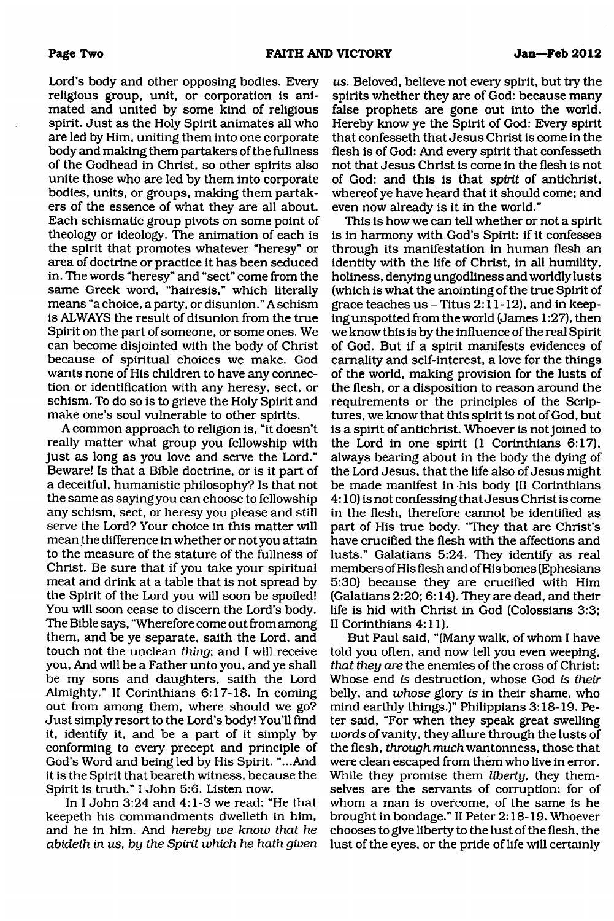Lord's body and other opposing bodies. Every religious group, unit, or corporation is animated and united by some kind of religious spirit. Just as the Holy Spirit animates all who are led by Him, uniting them into one corporate body and making them partakers of the fullness of the Godhead in Christ, so other spirits also unite those who are led by them into corporate bodies, units, or groups, making them partakers of the essence of what they are all about. Each schismatic group pivots on some point of theology or ideology. The animation of each is the spirit that promotes whatever "heresy" or area of doctrine or practice it has been seduced in. The words "heresy" and "sect" come from the same Greek word, "hairesis," which literally means "a choice, a party, or disunion." A schism is ALWAYS the result of disunion from the true Spirit on the part of someone, or some ones. We can become disjointed with the body of Christ because of spiritual choices we make. God wants none of His children to have any connection or identification with any heresy, sect, or schism. To do so is to grieve the Holy Spirit and make one's soul vulnerable to other spirits.

A common approach to religion is, "it doesn't really matter what group you fellowship with just as long as you love and serve the Lord." Beware! Is that a Bible doctrine, or is it part of a deceitful, humanistic philosophy? Is that not the same as saying you can choose to fellowship any schism, sect, or heresy you please and still serve the Lord? Your choice in this matter will mean the difference in whether or not you attain to the measure of the stature of the fullness of Christ. Be sure that if you take your spiritual meat and drink at a table that is not spread by the Spirit of the Lord you will soon be spoiled! You will soon cease to discern the Lord's body. The Bible says, "Wherefore come out from among them, and be ye separate, saith the Lord, and touch not the unclean *thing*; and I will receive you, And will be a Father unto you, and ye shall be my sons and daughters, saith the Lord Almighty." II Corinthians 6:17-18. In coming out from among them, where should we go? Just simply resort to the Lord's body! You'll find it, identify it, and be a part of it simply by conforming to every precept and principle of God's Word and being led by His Spirit. "...And it is the Spirit that beareth witness, because the Spirit is truth." I John 5:6. Listen now.

In I John 3:24 and 4:1-3 we read: "He that keepeth his commandments dwelleth in him, and he in him. And *hereby we know that he abideth in us, by the Spirit which he hath given us*. Beloved, believe not every spirit, but try the spirits whether they are of God: because many false prophets are gone out into the world. Hereby know ye the Spirit of God: Every spirit that confesseth that Jesus Christ is come in the flesh is of God: And every spirit that confesseth not that Jesus Christ is come in the flesh is not of God: and this is that *spirit* of antichrist, whereof ye have heard that it should come; and even now already is it in the world."

This is how we can tell whether or not a spirit is in harmony with God's Spirit: if it confesses through its manifestation in human flesh an identity with the life of Christ, in all humility, holiness, denying ungodliness and worldly lusts (which is what the anointing of the true Spirit of grace teaches us – Titus 2:11-12), and in keeping unspotted from the world (James 1:27), then we know this is by the influence of the real Spirit of God. But if a spirit manifests evidences of carnality and self-interest, a love for the things of the world, making provision for the lusts of the flesh, or a disposition to reason around the requirements or the principles of the Scriptures, we know that this spirit is not of God, but is a spirit of antichrist. Whoever is not joined to the Lord in one spirit (1 Corinthians 6:17), always bearing about in the body the dying of the Lord Jesus, that the life also of Jesus might be made manifest in his body (II Corinthians 4:10) is not confessing that Jesus Christ is come in the flesh, therefore cannot be identified as part of His true body. "They that are Christ's have crucified the flesh with the affections and lusts." Galatians 5:24. They identify as real members of His flesh and of His bones (Ephesians 5:30) because they are crucified with Him (Galatians 2:20; 6:14). They are dead, and their life is hid with Christ in God (Colossians 3:3; II Corinthians 4:11).

But Paul said, "(Many walk, of whom I have told you often, and now tell you even weeping, *that they are* the enemies of the cross of Christ: Whose end *is* destruction, whose God *is their* belly, and *whose* glory *is* in their shame, who mind earthly things.)" Philippians 3:18-19. Peter said, "For when they speak great swelling *words* of vanity, they allure through the lusts of the flesh, *through much* wantonness, those that were clean escaped from them who live in error. While they promise them *liberty*, they themselves are the servants of corruption: for of whom a man is overcome, of the same is he brought in bondage." II Peter 2:18-19. Whoever chooses to give liberty to the lust of the flesh, the lust of the eyes, or the pride of life will certainly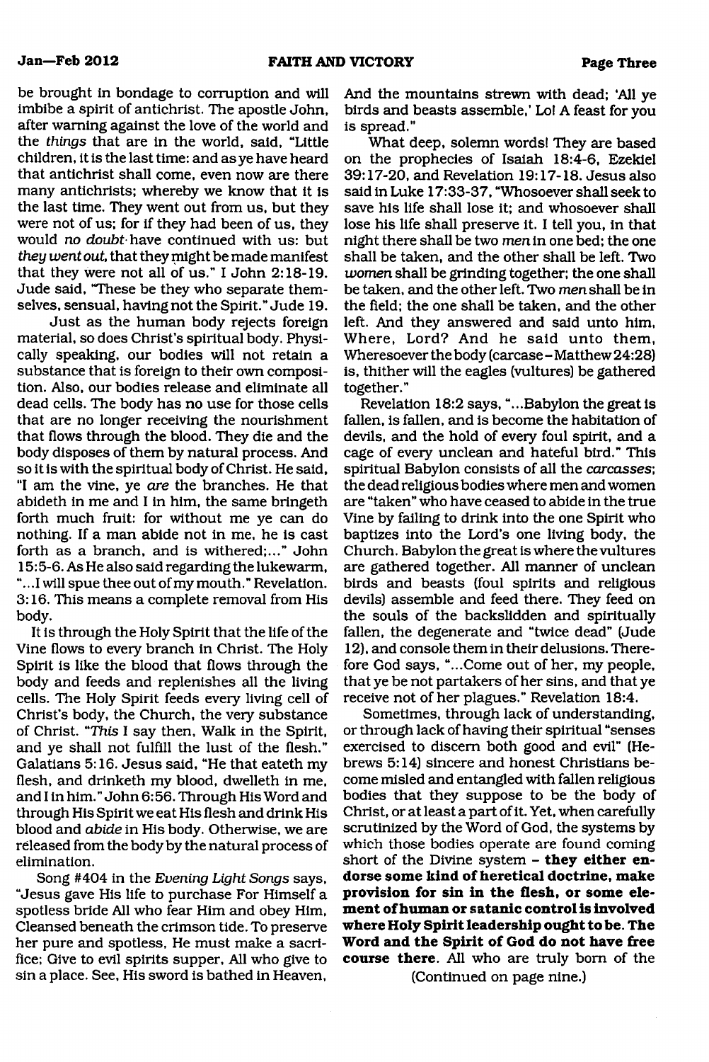be brought in bondage to corruption and will imbibe a spirit of antichrist. The apostle John, after warning against the love of the world and the *things* that are in the world, said, "Little children, it is the last time: and as ye have heard that antichrist shall come, even now are there many antichrists; whereby we know that it is the last time. They went out from us, but they were not of us; for if they had been of us, they would *no doubt* have continued with us: but *they went out*, that they might be made manifest that they were not all of us." I John 2:18-19. Jude said, "These be they who separate themselves, sensual, having not the Spirit." Jude 19.

Just as the human body rejects foreign material, so does Christ's spiritual body. Physically speaking, our bodies will not retain a substance that is foreign to their own composition. Also, our bodies release and eliminate all dead cells. The body has no use for those cells that are no longer receiving the nourishment that flows through the blood. They die and the body disposes of them by natural process. And so it is with the spiritual body of Christ. He said, "I am the vine, ye *are* the branches. He that abideth in me and I in him, the same bringeth forth much fruit: for without me ye can do nothing. If a man abide not in me, he is cast forth as a branch, and is withered;..." John 15:5-6. As He also said regarding the lukewarm, "...I will spue thee out of my mouth." Revelation. 3:16. This means a complete removal from His body.

It is through the Holy Spirit that the life of the Vine flows to every branch in Christ. The Holy Spirit is like the blood that flows through the body and feeds and replenishes all the living cells. The Holy Spirit feeds every living cell of Christ's body, the Church, the very substance of Christ. "*This* I say then, Walk in the Spirit, and ye shall not fulfill the lust of the flesh." Galatians 5:16. Jesus said, "He that eateth my flesh, and drinketh my blood, dwelleth in me, and I in him." John 6:56. Through His Word and through His Spirit we eat His flesh and drink His blood and *abide* in His body. Otherwise, we are released from the body by the natural process of elimination.

Song #404 in the *Evening Light Songs* says, "Jesus gave His life to purchase For Himself a spotless bride All who fear Him and obey Him, Cleansed beneath the crimson tide. To preserve her pure and spotless, He must make a sacrifice; Give to evil spirits supper, All who give to sin a place. See, His sword is bathed in Heaven, And the mountains strewn with dead; 'All ye birds and beasts assemble,' Lo! A feast for you is spread."

What deep, solemn words! They are based on the prophecies of Isaiah 18:4-6, Ezekiel 39:17-20, and Revelation 19:17-18. Jesus also said in Luke 17:33-37, "Whosoever shall seek to save his life shall lose it; and whosoever shall lose his life shall preserve it. I tell you, in that night there shall be two *men* in one bed; the one shall be taken, and the other shall be left. Two *women* shall be grinding together; the one shall be taken, and the other left. Two *men* shall be in the field; the one shall be taken, and the other left. And they answered and said unto him, Where, Lord? And he said unto them, Wheresoever the body (carcase–Matthew 24:28) is, thither will the eagles (vultures) be gathered together."

Revelation 18:2 says, "...Babylon the great is fallen, is fallen, and is become the habitation of devils, and the hold of every foul spirit, and a cage of every unclean and hateful bird." This spiritual Babylon consists of all the *carcasses*; the dead religious bodies where men and women are "taken" who have ceased to abide in the true Vine by failing to drink into the one Spirit who baptizes into the Lord's one living body, the Church. Babylon the great is where the vultures are gathered together. All manner of unclean birds and beasts (foul spirits and religious devils) assemble and feed there. They feed on the souls of the backslidden and spiritually fallen, the degenerate and "twice dead" (Jude 12), and console them in their delusions. Therefore God says, "...Come out of her, my people, that ye be not partakers of her sins, and that ye receive not of her plagues." Revelation 18:4.

Sometimes, through lack of understanding, or through lack of having their spiritual "senses exercised to discern both good and evil" (Hebrews 5:14) sincere and honest Christians become misled and entangled with fallen religious bodies that they suppose to be the body of Christ, or at least a part of it. Yet, when carefully scrutinized by the Word of God, the systems by which those bodies operate are found coming short of the Divine system – **they either endorse some kind of heretical doctrine, make provision for sin in the flesh, or some element of human or satanic control is involved where Holy Spirit leadership ought to be. The Word and the Spirit of God do not have free course there.** All who are truly born of the

(Continued on page nine.)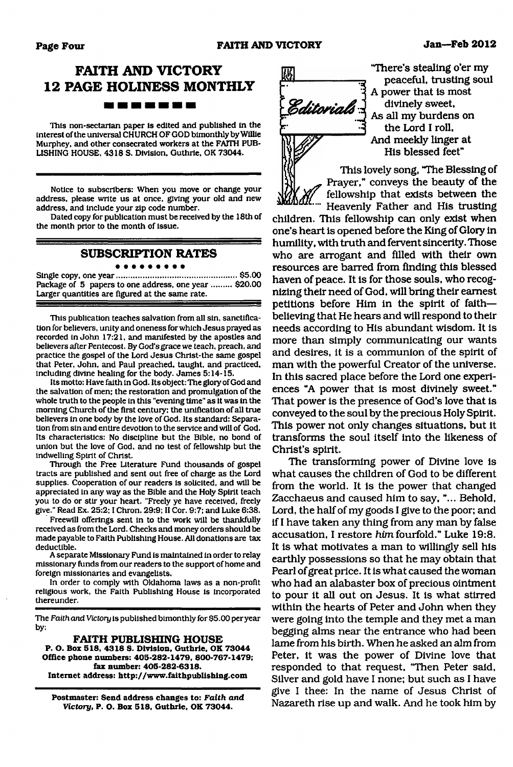# FAITH AND VICTORY 12 PAGE HOLINESS MONTHLY

This non-sectarian paper is edited and published in the interest of the universal CHURCH OF GOD bimonthly by Willie Murphey, and other consecrated workers at the FAITH PUBLISHING HOUSE, 4318 S. Division, Guthrie, OK 73044.

Notice to subscribers: When you move or change your address, please write us at once, giving your old and new address, and include your zip code number.

Dated copy for publication must be received by the 18th of the month prior to the month of issue.

## SUBSCRIPTION RATES

Single copy, one year ........................................ $5.00
Package of 5 papers to one address, one year ......... $20.00
Larger quantities are figured at the same rate.

This publication teaches salvation from all sin, sanctification for believers, unity and oneness for which Jesus prayed as recorded in John 17:21, and manifested by the apostles and believers after Pentecost. By God's grace we teach, preach, and practice the gospel of the Lord Jesus Christ-the same gospel that Peter, John, and Paul preached, taught, and practiced, including divine healing for the body. James 5:14-15.

Its motto: Have faith in God. Its object: The glory of God and the salvation of men; the restoration and promulgation of the whole truth to the people in this "evening time" as it was in the morning Church of the first century; the unification of all true believers in one body by the love of God. Its standard: Separation from sin and entire devotion to the service and will of God. Its characteristics: No discipline but the Bible, no bond of union but the love of God, and no test of fellowship but the indwelling Spirit of Christ.

Through the Free Literature Fund thousands of gospel tracts are published and sent out free of charge as the Lord supplies. Cooperation of our readers is solicited, and will be appreciated in any way as the Bible and the Holy Spirit teach you to do or stir your heart. "Freely ye have received, freely give." Read Ex. 25:2; I Chron. 29:9; II Cor. 9:7; and Luke 6:38.

Freewill offerings sent in to the work will be thankfully received as from the Lord. Checks and money orders should be made payable to Faith Publishing House. All donations are tax deductible.

A separate Missionary Fund is maintained in order to relay missionary funds from our readers to the support of home and foreign missionaries and evangelists.

In order to comply with Oklahoma laws as a non-profit religious work, the Faith Publishing House is incorporated thereunder.

The *Faith and Victory* is published bimonthly for $5.00 per year by:

**FAITH PUBLISHING HOUSE**
**P. O. Box 518, 4318 S. Division, Guthrie, OK 73044**
**Office phone numbers: 405-282-1479, 800-767-1479;**
**fax number: 405-282-6318.**
**Internet address: http://www.faithpublishing.com**

**Postmaster: Send address changes to: *Faith and Victory*, P. O. Box 518, Guthrie, OK 73044.**

## Editorials

"There's stealing o'er my
peaceful, trusting soul
A power that is most
divinely sweet,
As all my burdens on
the Lord I roll,
And meekly linger at
His blessed feet"

This lovely song, "The Blessing of Prayer," conveys the beauty of the fellowship that exists between the Heavenly Father and His trusting children. This fellowship can only exist when one's heart is opened before the King of Glory in humility, with truth and fervent sincerity. Those who are arrogant and filled with their own resources are barred from finding this blessed haven of peace. It is for those souls, who recognizing their need of God, will bring their earnest petitions before Him in the spirit of faith—believing that He hears and will respond to their needs according to His abundant wisdom. It is more than simply communicating our wants and desires, it is a communion of the spirit of man with the powerful Creator of the universe. In this sacred place before the Lord one experiences "A power that is most divinely sweet." That power is the presence of God's love that is conveyed to the soul by the precious Holy Spirit. This power not only changes situations, but it transforms the soul itself into the likeness of Christ's spirit.

The transforming power of Divine love is what causes the children of God to be different from the world. It is the power that changed Zacchaeus and caused him to say, "... Behold, Lord, the half of my goods I give to the poor; and if I have taken any thing from any man by false accusation, I restore *him* fourfold." Luke 19:8. It is what motivates a man to willingly sell his earthly possessions so that he may obtain that Pearl of great price. It is what caused the woman who had an alabaster box of precious ointment to pour it all out on Jesus. It is what stirred within the hearts of Peter and John when they were going into the temple and they met a man begging alms near the entrance who had been lame from his birth. When he asked an alm from Peter, it was the power of Divine love that responded to that request, "Then Peter said, Silver and gold have I none; but such as I have give I thee: In the name of Jesus Christ of Nazareth rise up and walk. And he took him by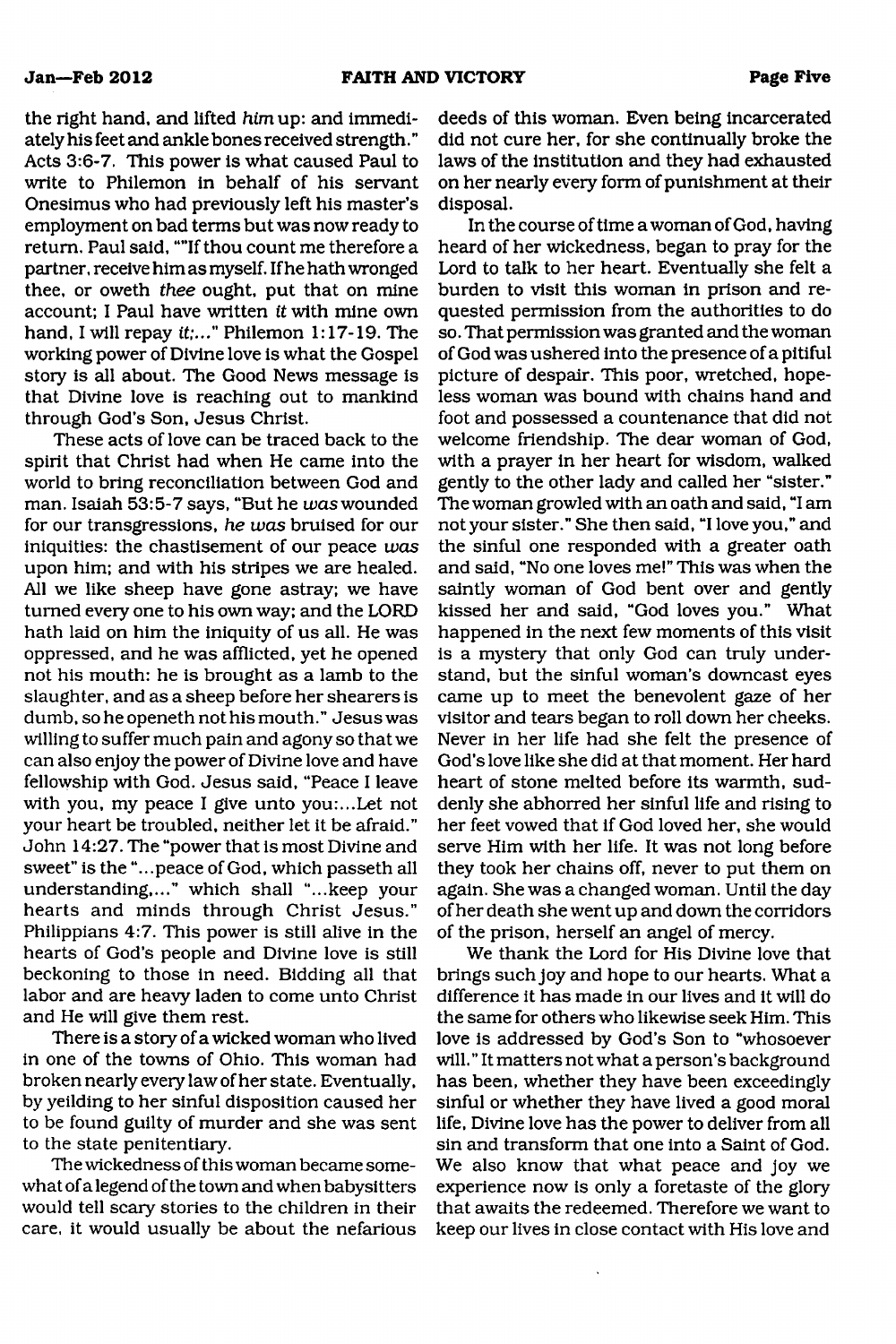the right hand, and lifted *him* up: and immediately his feet and ankle bones received strength." Acts 3:6-7. This power is what caused Paul to write to Philemon in behalf of his servant Onesimus who had previously left his master's employment on bad terms but was now ready to return. Paul said, ""If thou count me therefore a partner, receive him as myself. If he hath wronged thee, or oweth *thee* ought, put that on mine account; I Paul have written *it* with mine own hand, I will repay *it*;..." Philemon 1:17-19. The working power of Divine love is what the Gospel story is all about. The Good News message is that Divine love is reaching out to mankind through God's Son, Jesus Christ.

These acts of love can be traced back to the spirit that Christ had when He came into the world to bring reconciliation between God and man. Isaiah 53:5-7 says, "But he *was* wounded for our transgressions, *he was* bruised for our iniquities: the chastisement of our peace *was* upon him; and with his stripes we are healed. All we like sheep have gone astray; we have turned every one to his own way; and the LORD hath laid on him the iniquity of us all. He was oppressed, and he was afflicted, yet he opened not his mouth: he is brought as a lamb to the slaughter, and as a sheep before her shearers is dumb, so he openeth not his mouth." Jesus was willing to suffer much pain and agony so that we can also enjoy the power of Divine love and have fellowship with God. Jesus said, "Peace I leave with you, my peace I give unto you:...Let not your heart be troubled, neither let it be afraid." John 14:27. The "power that is most Divine and sweet" is the "...peace of God, which passeth all understanding,..." which shall "...keep your hearts and minds through Christ Jesus." Philippians 4:7. This power is still alive in the hearts of God's people and Divine love is still beckoning to those in need. Bidding all that labor and are heavy laden to come unto Christ and He will give them rest.

There is a story of a wicked woman who lived in one of the towns of Ohio. This woman had broken nearly every law of her state. Eventually, by yeilding to her sinful disposition caused her to be found guilty of murder and she was sent to the state penitentiary.

The wickedness of this woman became somewhat of a legend of the town and when babysitters would tell scary stories to the children in their care, it would usually be about the nefarious deeds of this woman. Even being incarcerated did not cure her, for she continually broke the laws of the institution and they had exhausted on her nearly every form of punishment at their disposal.

In the course of time a woman of God, having heard of her wickedness, began to pray for the Lord to talk to her heart. Eventually she felt a burden to visit this woman in prison and requested permission from the authorities to do so. That permission was granted and the woman of God was ushered into the presence of a pitiful picture of despair. This poor, wretched, hopeless woman was bound with chains hand and foot and possessed a countenance that did not welcome friendship. The dear woman of God, with a prayer in her heart for wisdom, walked gently to the other lady and called her "sister." The woman growled with an oath and said, "I am not your sister." She then said, "I love you," and the sinful one responded with a greater oath and said, "No one loves me!" This was when the saintly woman of God bent over and gently kissed her and said, "God loves you." What happened in the next few moments of this visit is a mystery that only God can truly understand, but the sinful woman's downcast eyes came up to meet the benevolent gaze of her visitor and tears began to roll down her cheeks. Never in her life had she felt the presence of God's love like she did at that moment. Her hard heart of stone melted before its warmth, suddenly she abhorred her sinful life and rising to her feet vowed that if God loved her, she would serve Him with her life. It was not long before they took her chains off, never to put them on again. She was a changed woman. Until the day of her death she went up and down the corridors of the prison, herself an angel of mercy.

We thank the Lord for His Divine love that brings such joy and hope to our hearts. What a difference it has made in our lives and it will do the same for others who likewise seek Him. This love is addressed by God's Son to "whosoever will." It matters not what a person's background has been, whether they have been exceedingly sinful or whether they have lived a good moral life, Divine love has the power to deliver from all sin and transform that one into a Saint of God. We also know that what peace and joy we experience now is only a foretaste of the glory that awaits the redeemed. Therefore we want to keep our lives in close contact with His love and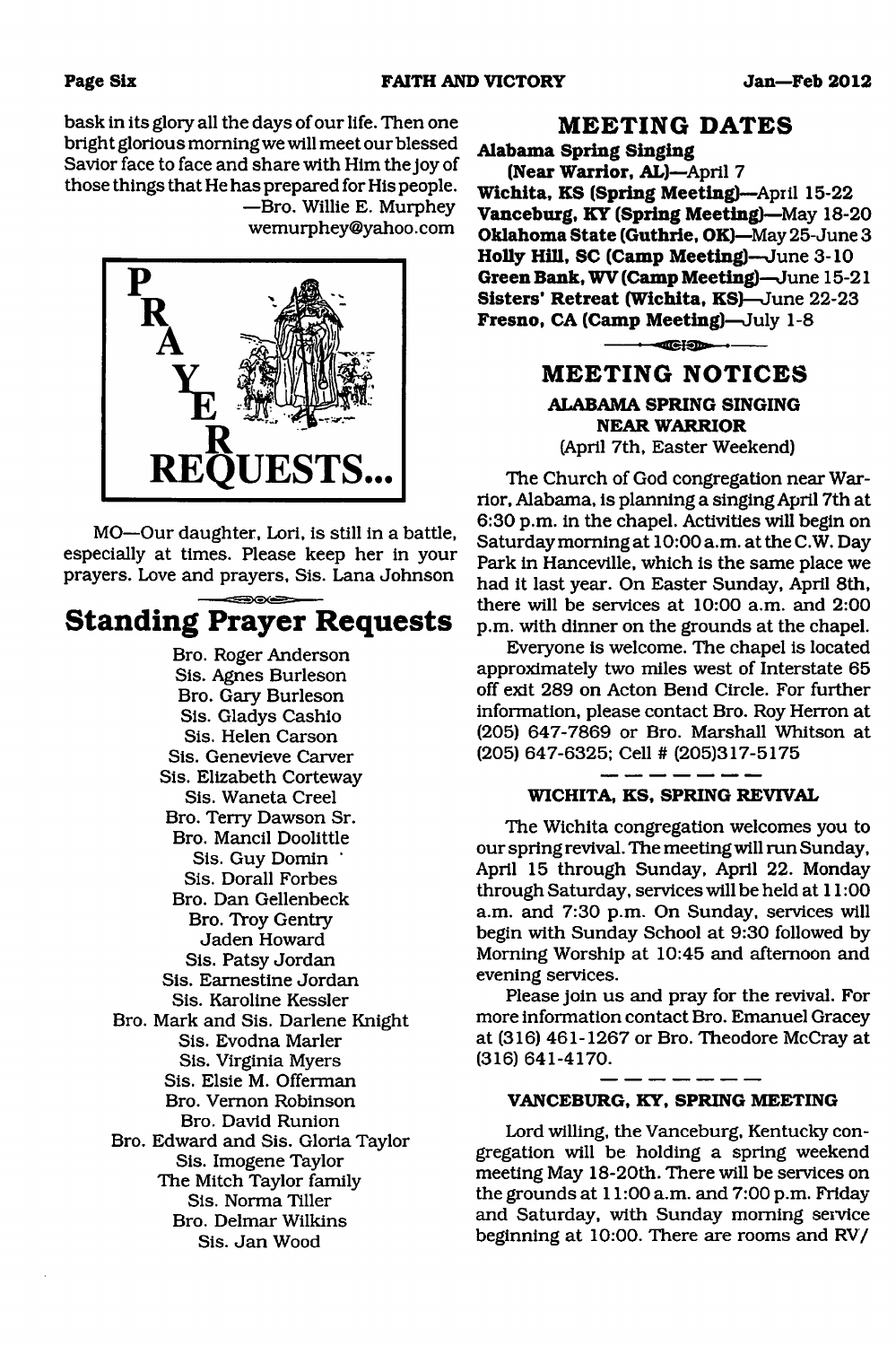bask in its glory all the days of our life. Then one bright glorious morning we will meet our blessed Savior face to face and share with Him the joy of those things that He has prepared for His people.

—Bro. Willie E. Murphey
wemurphey@yahoo.com

## PRAYER REQUESTS...

MO—Our daughter, Lori, is still in a battle, especially at times. Please keep her in your prayers. Love and prayers, Sis. Lana Johnson

## Standing Prayer Requests

Bro. Roger Anderson
Sis. Agnes Burleson
Bro. Gary Burleson
Sis. Gladys Cashio
Sis. Helen Carson
Sis. Genevieve Carver
Sis. Elizabeth Corteway
Sis. Waneta Creel
Bro. Terry Dawson Sr.
Bro. Mancil Doolittle
Sis. Guy Domin
Sis. Dorall Forbes
Bro. Dan Gellenbeck
Bro. Troy Gentry
Jaden Howard
Sis. Patsy Jordan
Sis. Earnestine Jordan
Sis. Karoline Kessler
Bro. Mark and Sis. Darlene Knight
Sis. Evodna Marler
Sis. Virginia Myers
Sis. Elsie M. Offerman
Bro. Vernon Robinson
Bro. David Runion
Bro. Edward and Sis. Gloria Taylor
Sis. Imogene Taylor
The Mitch Taylor family
Sis. Norma Tiller
Bro. Delmar Wilkins
Sis. Jan Wood

## MEETING DATES

**Alabama Spring Singing (Near Warrior, AL)**—April 7
**Wichita, KS (Spring Meeting)**—April 15-22
**Vanceburg, KY (Spring Meeting)**—May 18-20
**Oklahoma State (Guthrie, OK)**—May 25-June 3
**Holly Hill, SC (Camp Meeting)**—June 3-10
**Green Bank, WV (Camp Meeting)**—June 15-21
**Sisters' Retreat (Wichita, KS)**—June 22-23
**Fresno, CA (Camp Meeting)**—July 1-8

## MEETING NOTICES

### ALABAMA SPRING SINGING NEAR WARRIOR
(April 7th, Easter Weekend)

The Church of God congregation near Warrior, Alabama, is planning a singing April 7th at 6:30 p.m. in the chapel. Activities will begin on Saturday morning at 10:00 a.m. at the C.W. Day Park in Hanceville, which is the same place we had it last year. On Easter Sunday, April 8th, there will be services at 10:00 a.m. and 2:00 p.m. with dinner on the grounds at the chapel.

Everyone is welcome. The chapel is located approximately two miles west of Interstate 65 off exit 289 on Acton Bend Circle. For further information, please contact Bro. Roy Herron at (205) 647-7869 or Bro. Marshall Whitson at (205) 647-6325; Cell # (205)317-5175

### WICHITA, KS, SPRING REVIVAL

The Wichita congregation welcomes you to our spring revival. The meeting will run Sunday, April 15 through Sunday, April 22. Monday through Saturday, services will be held at 11:00 a.m. and 7:30 p.m. On Sunday, services will begin with Sunday School at 9:30 followed by Morning Worship at 10:45 and afternoon and evening services.

Please join us and pray for the revival. For more information contact Bro. Emanuel Gracey at (316) 461-1267 or Bro. Theodore McCray at (316) 641-4170.

### VANCEBURG, KY, SPRING MEETING

Lord willing, the Vanceburg, Kentucky congregation will be holding a spring weekend meeting May 18-20th. There will be services on the grounds at 11:00 a.m. and 7:00 p.m. Friday and Saturday, with Sunday morning service beginning at 10:00. There are rooms and RV/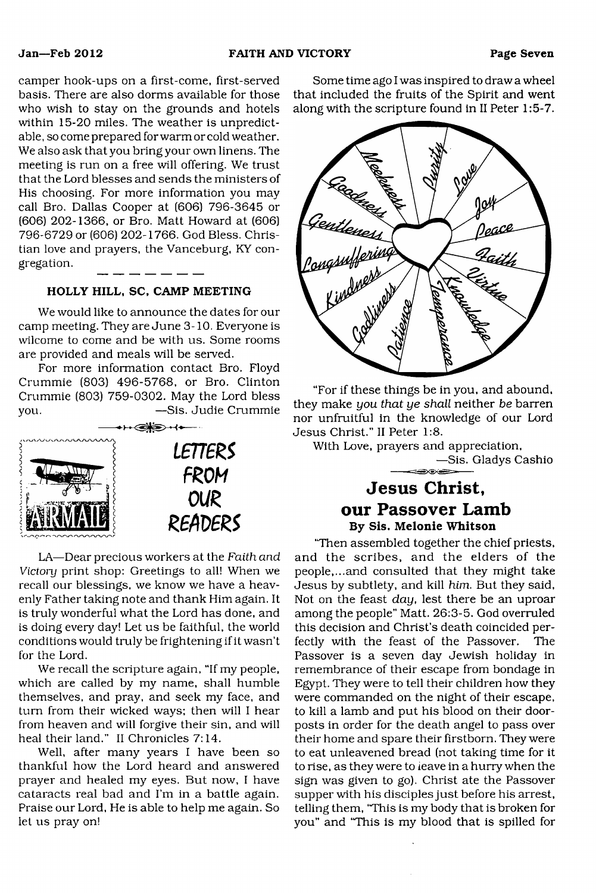camper hook-ups on a first-come, first-served basis. There are also dorms available for those who wish to stay on the grounds and hotels within 15-20 miles. The weather is unpredictable, so come prepared for warm or cold weather. We also ask that you bring your own linens. The meeting is run on a free will offering. We trust that the Lord blesses and sends the ministers of His choosing. For more information you may call Bro. Dallas Cooper at (606) 796-3645 or (606) 202-1366, or Bro. Matt Howard at (606) 796-6729 or (606) 202-1766. God Bless. Christian love and prayers, the Vanceburg, KY congregation.

---

### HOLLY HILL, SC, CAMP MEETING

We would like to announce the dates for our camp meeting. They are June 3-10. Everyone is wilcome to come and be with us. Some rooms are provided and meals will be served.

For more information contact Bro. Floyd Crummie (803) 496-5768, or Bro. Clinton Crummie (803) 759-0302. May the Lord bless you. —Sis. Judie Crummie

## LETTERS FROM OUR READERS

LA—Dear precious workers at the *Faith and Victory* print shop: Greetings to all! When we recall our blessings, we know we have a heavenly Father taking note and thank Him again. It is truly wonderful what the Lord has done, and is doing every day! Let us be faithful, the world conditions would truly be frightening if it wasn't for the Lord.

We recall the scripture again, "If my people, which are called by my name, shall humble themselves, and pray, and seek my face, and turn from their wicked ways; then will I hear from heaven and will forgive their sin, and will heal their land." II Chronicles 7:14.

Well, after many years I have been so thankful how the Lord heard and answered prayer and healed my eyes. But now, I have cataracts real bad and I'm in a battle again. Praise our Lord, He is able to help me again. So let us pray on!

Some time ago I was inspired to draw a wheel that included the fruits of the Spirit and went along with the scripture found in II Peter 1:5-7.

Meekness, Purity, Love, Joy, Peace, Faith, Virtue, Knowledge, Temperance, Patience, Godliness, Kindness, Longsuffering, Gentleness, Goodness

"For if these things be in you, and abound, they make *you that ye shall* neither *be* barren nor unfruitful in the knowledge of our Lord Jesus Christ." II Peter 1:8.

With Love, prayers and appreciation,

—Sis. Gladys Cashio

## Jesus Christ, our Passover Lamb

**By Sis. Melonie Whitson**

"Then assembled together the chief priests, and the scribes, and the elders of the people,...and consulted that they might take Jesus by subtlety, and kill *him*. But they said, Not on the feast *day*, lest there be an uproar among the people" Matt. 26:3-5. God overruled this decision and Christ's death coincided perfectly with the feast of the Passover. The Passover is a seven day Jewish holiday in remembrance of their escape from bondage in Egypt. They were to tell their children how they were commanded on the night of their escape, to kill a lamb and put his blood on their doorposts in order for the death angel to pass over their home and spare their firstborn. They were to eat unleavened bread (not taking time for it to rise, as they were to leave in a hurry when the sign was given to go). Christ ate the Passover supper with his disciples just before his arrest, telling them, "This is my body that is broken for you" and "This is my blood that is spilled for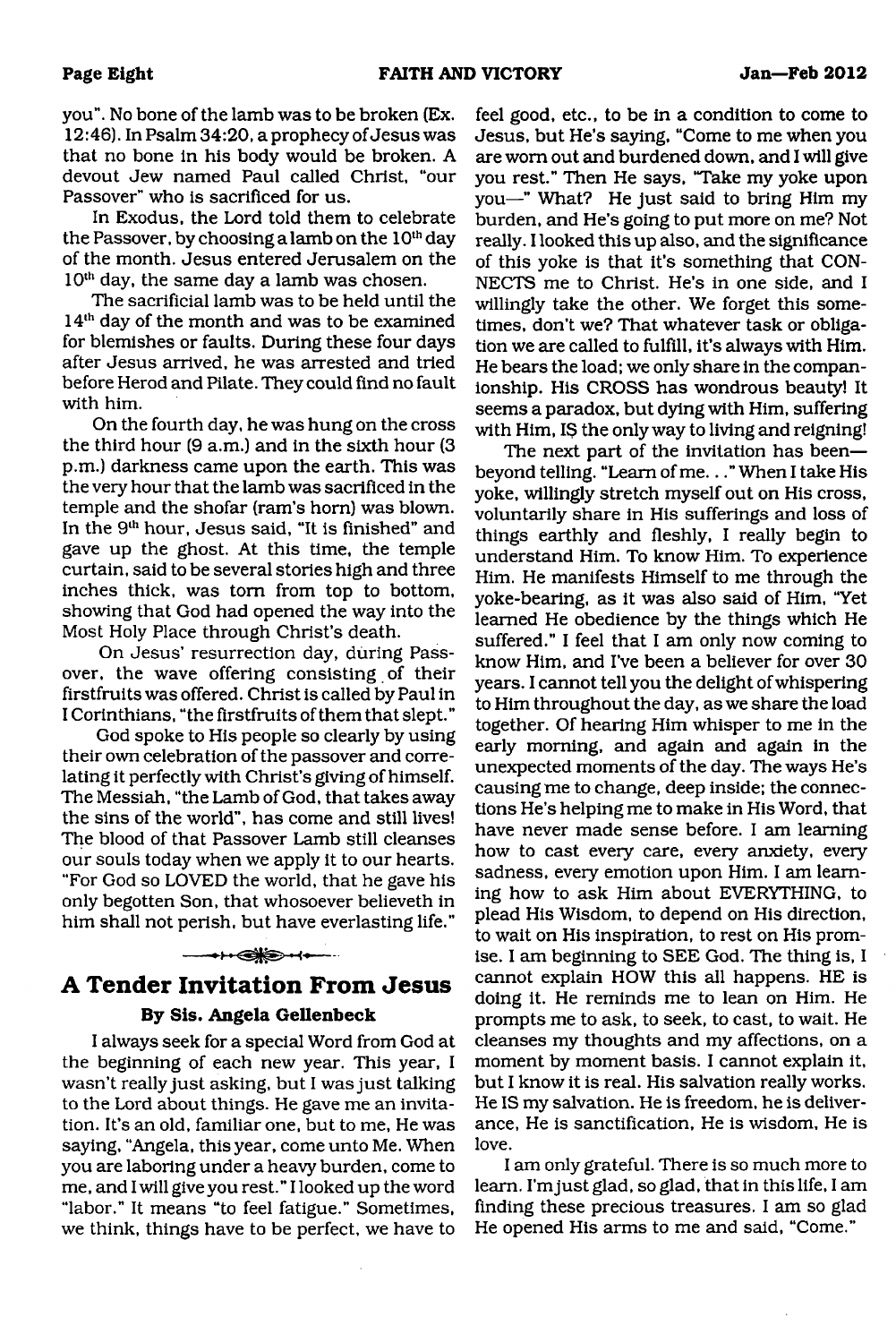you". No bone of the lamb was to be broken (Ex. 12:46). In Psalm 34:20, a prophecy of Jesus was that no bone in his body would be broken. A devout Jew named Paul called Christ, "our Passover" who is sacrificed for us.

In Exodus, the Lord told them to celebrate the Passover, by choosing a lamb on the 10th day of the month. Jesus entered Jerusalem on the 10th day, the same day a lamb was chosen.

The sacrificial lamb was to be held until the 14th day of the month and was to be examined for blemishes or faults. During these four days after Jesus arrived, he was arrested and tried before Herod and Pilate. They could find no fault with him.

On the fourth day, he was hung on the cross the third hour (9 a.m.) and in the sixth hour (3 p.m.) darkness came upon the earth. This was the very hour that the lamb was sacrificed in the temple and the shofar (ram's horn) was blown. In the 9th hour, Jesus said, "It is finished" and gave up the ghost. At this time, the temple curtain, said to be several stories high and three inches thick, was torn from top to bottom, showing that God had opened the way into the Most Holy Place through Christ's death.

On Jesus' resurrection day, during Passover, the wave offering consisting of their firstfruits was offered. Christ is called by Paul in I Corinthians, "the firstfruits of them that slept."

God spoke to His people so clearly by using their own celebration of the passover and correlating it perfectly with Christ's giving of himself. The Messiah, "the Lamb of God, that takes away the sins of the world", has come and still lives! The blood of that Passover Lamb still cleanses our souls today when we apply it to our hearts. "For God so LOVED the world, that he gave his only begotten Son, that whosoever believeth in him shall not perish, but have everlasting life."

## A Tender Invitation From Jesus

**By Sis. Angela Gellenbeck**

I always seek for a special Word from God at the beginning of each new year. This year, I wasn't really just asking, but I was just talking to the Lord about things. He gave me an invitation. It's an old, familiar one, but to me, He was saying, "Angela, this year, come unto Me. When you are laboring under a heavy burden, come to me, and I will give you rest." I looked up the word "labor." It means "to feel fatigue." Sometimes, we think, things have to be perfect, we have to feel good, etc., to be in a condition to come to Jesus, but He's saying, "Come to me when you are worn out and burdened down, and I will give you rest." Then He says, "Take my yoke upon you—" What? He just said to bring Him my burden, and He's going to put more on me? Not really. I looked this up also, and the significance of this yoke is that it's something that CONNECTS me to Christ. He's in one side, and I willingly take the other. We forget this sometimes, don't we? That whatever task or obligation we are called to fulfill, it's always with Him. He bears the load; we only share in the companionship. His CROSS has wondrous beauty! It seems a paradox, but dying with Him, suffering with Him, IS the only way to living and reigning!

The next part of the invitation has been—beyond telling. "Learn of me. . ." When I take His yoke, willingly stretch myself out on His cross, voluntarily share in His sufferings and loss of things earthly and fleshly, I really begin to understand Him. To know Him. To experience Him. He manifests Himself to me through the yoke-bearing, as it was also said of Him, "Yet learned He obedience by the things which He suffered." I feel that I am only now coming to know Him, and I've been a believer for over 30 years. I cannot tell you the delight of whispering to Him throughout the day, as we share the load together. Of hearing Him whisper to me in the early morning, and again and again in the unexpected moments of the day. The ways He's causing me to change, deep inside; the connections He's helping me to make in His Word, that have never made sense before. I am learning how to cast every care, every anxiety, every sadness, every emotion upon Him. I am learning how to ask Him about EVERYTHING, to plead His Wisdom, to depend on His direction, to wait on His inspiration, to rest on His promise. I am beginning to SEE God. The thing is, I cannot explain HOW this all happens. HE is doing it. He reminds me to lean on Him. He prompts me to ask, to seek, to cast, to wait. He cleanses my thoughts and my affections, on a moment by moment basis. I cannot explain it, but I know it is real. His salvation really works. He IS my salvation. He is freedom, he is deliverance, He is sanctification, He is wisdom, He is love.

I am only grateful. There is so much more to learn. I'm just glad, so glad, that in this life, I am finding these precious treasures. I am so glad He opened His arms to me and said, "Come."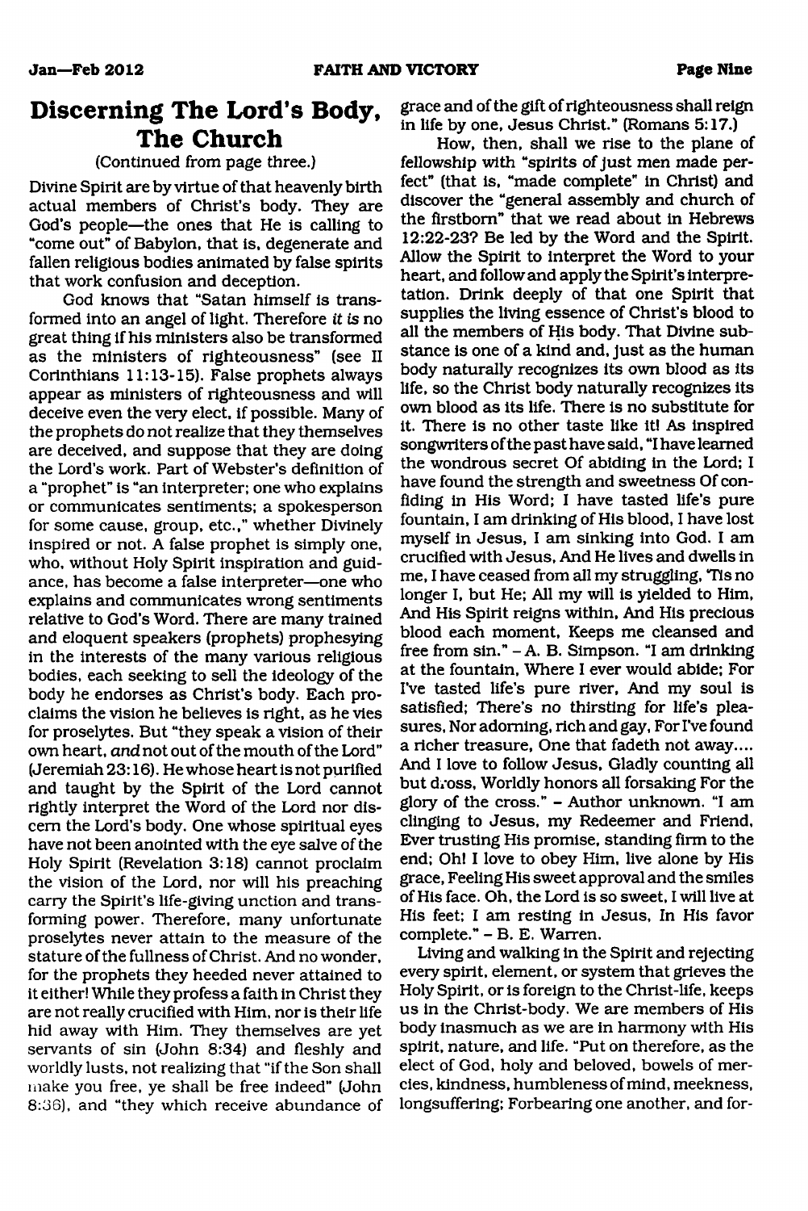# Discerning The Lord's Body, The Church

(Continued from page three.)

Divine Spirit are by virtue of that heavenly birth actual members of Christ's body. They are God's people—the ones that He is calling to "come out" of Babylon, that is, degenerate and fallen religious bodies animated by false spirits that work confusion and deception.

God knows that "Satan himself is transformed into an angel of light. Therefore *it is* no great thing if his ministers also be transformed as the ministers of righteousness" (see II Corinthians 11:13-15). False prophets always appear as ministers of righteousness and will deceive even the very elect, if possible. Many of the prophets do not realize that they themselves are deceived, and suppose that they are doing the Lord's work. Part of Webster's definition of a "prophet" is "an interpreter; one who explains or communicates sentiments; a spokesperson for some cause, group, etc.," whether Divinely inspired or not. A false prophet is simply one, who, without Holy Spirit inspiration and guidance, has become a false interpreter—one who explains and communicates wrong sentiments relative to God's Word. There are many trained and eloquent speakers (prophets) prophesying in the interests of the many various religious bodies, each seeking to sell the ideology of the body he endorses as Christ's body. Each proclaims the vision he believes is right, as he vies for proselytes. But "they speak a vision of their own heart, *and* not out of the mouth of the Lord" (Jeremiah 23:16). He whose heart is not purified and taught by the Spirit of the Lord cannot rightly interpret the Word of the Lord nor discern the Lord's body. One whose spiritual eyes have not been anointed with the eye salve of the Holy Spirit (Revelation 3:18) cannot proclaim the vision of the Lord, nor will his preaching carry the Spirit's life-giving unction and transforming power. Therefore, many unfortunate proselytes never attain to the measure of the stature of the fullness of Christ. And no wonder, for the prophets they heeded never attained to it either! While they profess a faith in Christ they are not really crucified with Him, nor is their life hid away with Him. They themselves are yet servants of sin (John 8:34) and fleshly and worldly lusts, not realizing that "if the Son shall make you free, ye shall be free indeed" (John 8:36), and "they which receive abundance of grace and of the gift of righteousness shall reign in life by one, Jesus Christ." (Romans 5:17.)

How, then, shall we rise to the plane of fellowship with "spirits of just men made perfect" (that is, "made complete" in Christ) and discover the "general assembly and church of the firstborn" that we read about in Hebrews 12:22-23? Be led by the Word and the Spirit. Allow the Spirit to interpret the Word to your heart, and follow and apply the Spirit's interpretation. Drink deeply of that one Spirit that supplies the living essence of Christ's blood to all the members of His body. That Divine substance is one of a kind and, just as the human body naturally recognizes its own blood as its life, so the Christ body naturally recognizes its own blood as its life. There is no substitute for it. There is no other taste like it! As inspired songwriters of the past have said, "I have learned the wondrous secret Of abiding in the Lord; I have found the strength and sweetness Of confiding in His Word; I have tasted life's pure fountain, I am drinking of His blood, I have lost myself in Jesus, I am sinking into God. I am crucified with Jesus, And He lives and dwells in me, I have ceased from all my struggling, 'Tis no longer I, but He; All my will is yielded to Him, And His Spirit reigns within, And His precious blood each moment, Keeps me cleansed and free from sin." – A. B. Simpson. "I am drinking at the fountain, Where I ever would abide; For I've tasted life's pure river, And my soul is satisfied; There's no thirsting for life's pleasures, Nor adorning, rich and gay, For I've found a richer treasure, One that fadeth not away.... And I love to follow Jesus, Gladly counting all but dross, Worldly honors all forsaking For the glory of the cross." – Author unknown. "I am clinging to Jesus, my Redeemer and Friend, Ever trusting His promise, standing firm to the end; Oh! I love to obey Him, live alone by His grace, Feeling His sweet approval and the smiles of His face. Oh, the Lord is so sweet, I will live at His feet; I am resting in Jesus, In His favor complete." – B. E. Warren.

Living and walking in the Spirit and rejecting every spirit, element, or system that grieves the Holy Spirit, or is foreign to the Christ-life, keeps us in the Christ-body. We are members of His body inasmuch as we are in harmony with His spirit, nature, and life. "Put on therefore, as the elect of God, holy and beloved, bowels of mercies, kindness, humbleness of mind, meekness, longsuffering; Forbearing one another, and for-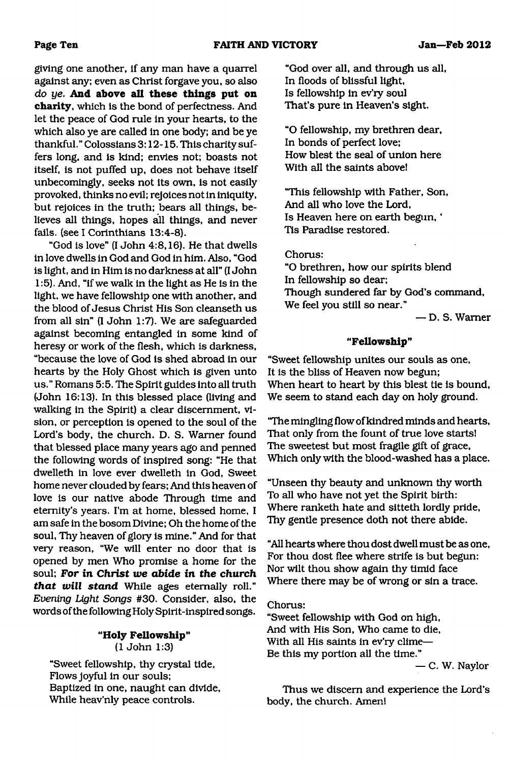giving one another, if any man have a quarrel against any; even as Christ forgave you, so also *do ye.* **And above all these things put on charity**, which is the bond of perfectness. And let the peace of God rule in your hearts, to the which also ye are called in one body; and be ye thankful." Colossians 3:12-15. This charity suffers long, and is kind; envies not; boasts not itself, is not puffed up, does not behave itself unbecomingly, seeks not its own, is not easily provoked, thinks no evil; rejoices not in iniquity, but rejoices in the truth; bears all things, believes all things, hopes all things, and never fails. (see I Corinthians 13:4-8).

"God is love" (I John 4:8,16). He that dwells in love dwells in God and God in him. Also, "God is light, and in Him is no darkness at all" (I John 1:5). And, "if we walk in the light as He is in the light, we have fellowship one with another, and the blood of Jesus Christ His Son cleanseth us from all sin" (I John 1:7). We are safeguarded against becoming entangled in some kind of heresy or work of the flesh, which is darkness, "because the love of God is shed abroad in our hearts by the Holy Ghost which is given unto us." Romans 5:5. The Spirit guides into all truth (John 16:13). In this blessed place (living and walking in the Spirit) a clear discernment, vision, or perception is opened to the soul of the Lord's body, the church. D. S. Warner found that blessed place many years ago and penned the following words of inspired song: "He that dwelleth in love ever dwelleth in God, Sweet home never clouded by fears; And this heaven of love is our native abode Through time and eternity's years. I'm at home, blessed home, I am safe in the bosom Divine; Oh the home of the soul, Thy heaven of glory is mine." And for that very reason, "We will enter no door that is opened by men Who promise a home for the soul; ***For in Christ we abide in the church that will stand*** While ages eternally roll." *Evening Light Songs* #30. Consider, also, the words of the following Holy Spirit-inspired songs.

### "Holy Fellowship"

(1 John 1:3)

"Sweet fellowship, thy crystal tide,
Flows joyful in our souls;
Baptized in one, naught can divide,
While heav'nly peace controls.

"God over all, and through us all,
In floods of blissful light,
Is fellowship in ev'ry soul
That's pure in Heaven's sight.

"O fellowship, my brethren dear,
In bonds of perfect love;
How blest the seal of union here
With all the saints above!

"This fellowship with Father, Son,
And all who love the Lord,
Is Heaven here on earth begun, '
Tis Paradise restored.

Chorus:
"O brethren, how our spirits blend
In fellowship so dear;
Though sundered far by God's command,
We feel you still so near."

— D. S. Warner

### "Fellowship"

"Sweet fellowship unites our souls as one,
It is the bliss of Heaven now begun;
When heart to heart by this blest tie is bound,
We seem to stand each day on holy ground.

"The mingling flow of kindred minds and hearts,
That only from the fount of true love starts!
The sweetest but most fragile gift of grace,
Which only with the blood-washed has a place.

"Unseen thy beauty and unknown thy worth
To all who have not yet the Spirit birth:
Where ranketh hate and sitteth lordly pride,
Thy gentle presence doth not there abide.

"All hearts where thou dost dwell must be as one,
For thou dost flee where strife is but begun:
Nor wilt thou show again thy timid face
Where there may be of wrong or sin a trace.

Chorus:
"Sweet fellowship with God on high,
And with His Son, Who came to die,
With all His saints in ev'ry clime—
Be this my portion all the time."

— C. W. Naylor

Thus we discern and experience the Lord's body, the church. Amen!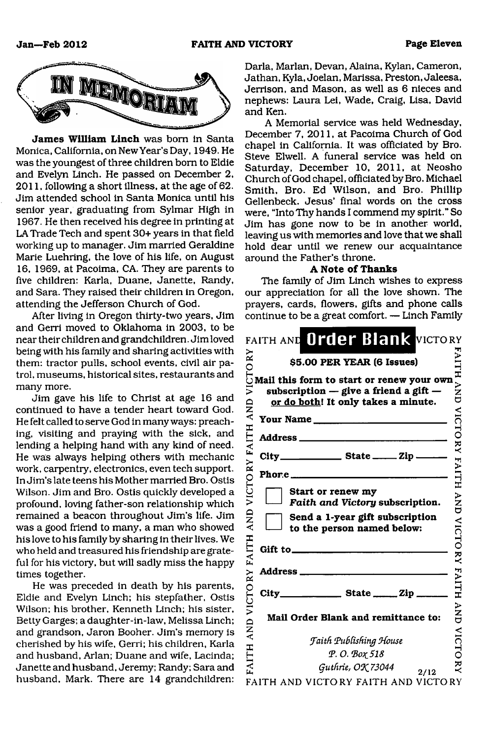# IN MEMORIAM

**James William Linch** was born in Santa Monica, California, on New Year's Day, 1949. He was the youngest of three children born to Eldie and Evelyn Linch. He passed on December 2, 2011, following a short illness, at the age of 62. Jim attended school in Santa Monica until his senior year, graduating from Sylmar High in 1967. He then received his degree in printing at LA Trade Tech and spent 30+ years in that field working up to manager. Jim married Geraldine Marie Luehring, the love of his life, on August 16, 1969, at Pacoima, CA. They are parents to five children: Karla, Duane, Janette, Randy, and Sara. They raised their children in Oregon, attending the Jefferson Church of God.

After living in Oregon thirty-two years, Jim and Gerri moved to Oklahoma in 2003, to be near their children and grandchildren. Jim loved being with his family and sharing activities with them: tractor pulls, school events, civil air patrol, museums, historical sites, restaurants and many more.

Jim gave his life to Christ at age 16 and continued to have a tender heart toward God. He felt called to serve God in many ways: preaching, visiting and praying with the sick, and lending a helping hand with any kind of need. He was always helping others with mechanic work, carpentry, electronics, even tech support. In Jim's late teens his Mother married Bro. Ostis Wilson. Jim and Bro. Ostis quickly developed a profound, loving father-son relationship which remained a beacon throughout Jim's life. Jim was a good friend to many, a man who showed his love to his family by sharing in their lives. We who held and treasured his friendship are grateful for his victory, but will sadly miss the happy times together.

He was preceded in death by his parents, Eldie and Evelyn Linch; his stepfather, Ostis Wilson; his brother, Kenneth Linch; his sister, Betty Garges; a daughter-in-law, Melissa Linch; and grandson, Jaron Booher. Jim's memory is cherished by his wife, Gerri; his children, Karla and husband, Arlan; Duane and wife, Lacinda; Janette and husband, Jeremy; Randy; Sara and husband, Mark. There are 14 grandchildren: Darla, Marlan, Devan, Alaina, Kylan, Cameron, Jathan, Kyla, Joelan, Marissa, Preston, Jaleesa, Jerrison, and Mason, as well as 6 nieces and nephews: Laura Lei, Wade, Craig, Lisa, David and Ken.

A Memorial service was held Wednesday, December 7, 2011, at Pacoima Church of God chapel in California. It was officiated by Bro. Steve Elwell. A funeral service was held on Saturday, December 10, 2011, at Neosho Church of God chapel, officiated by Bro. Michael Smith, Bro. Ed Wilson, and Bro. Phillip Gellenbeck. Jesus' final words on the cross were, "Into Thy hands I commend my spirit." So Jim has gone now to be in another world, leaving us with memories and love that we shall hold dear until we renew our acquaintance around the Father's throne.

**A Note of Thanks**

The family of Jim Linch wishes to express our appreciation for all the love shown. The prayers, cards, flowers, gifts and phone calls continue to be a great comfort. — Linch Family

## FAITH AND **Order Blank** VICTORY

**$5.00 PER YEAR (6 Issues)**

**Mail this form to start or renew your own subscription — give a friend a gift — or do both! It only takes a minute.**

**Your Name** ____________________

**Address** ____________________

**City** __________ **State** _____ **Zip** _____

**Phone** ____________________

☐ **Start or renew my *Faith and Victory* subscription.**

☐ **Send a 1-year gift subscription to the person named below:**

**Gift to** ____________________

**Address** ____________________

**City** __________ **State** _____ **Zip** _____

**Mail Order Blank and remittance to:**

*Faith Publishing House*
*P. O. Box 518*
*Guthrie, OK 73044*

2/12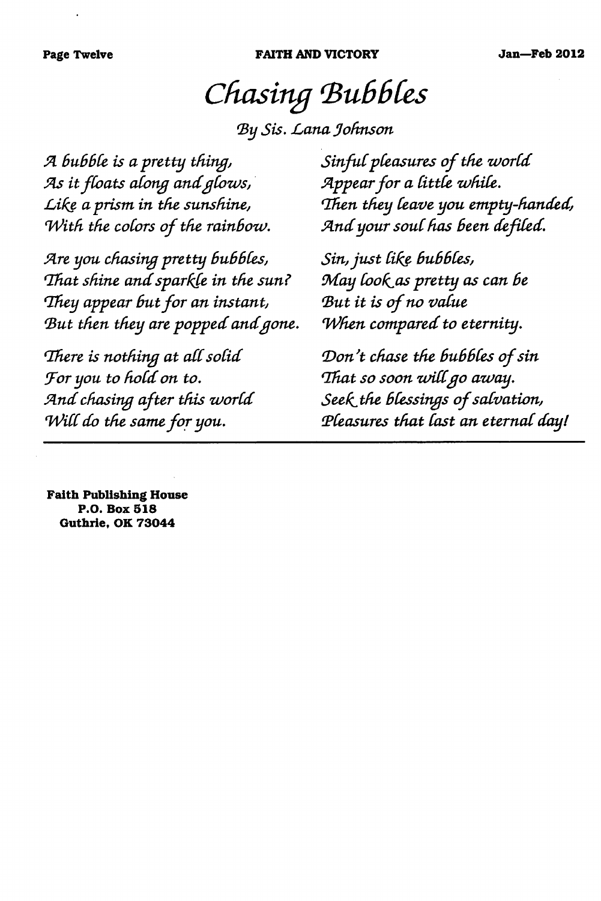# Chasing Bubbles

*By Sis. Lana Johnson*

*A bubble is a pretty thing,*
*As it floats along and glows,*
*Like a prism in the sunshine,*
*With the colors of the rainbow.*

*Are you chasing pretty bubbles,*
*That shine and sparkle in the sun?*
*They appear but for an instant,*
*But then they are popped and gone.*

*There is nothing at all solid*
*For you to hold on to.*
*And chasing after this world*
*Will do the same for you.*

*Sinful pleasures of the world*
*Appear for a little while.*
*Then they leave you empty-handed,*
*And your soul has been defiled.*

*Sin, just like bubbles,*
*May look as pretty as can be*
*But it is of no value*
*When compared to eternity.*

*Don't chase the bubbles of sin*
*That so soon will go away.*
*Seek the blessings of salvation,*
*Pleasures that last an eternal day!*

---

**Faith Publishing House**
**P.O. Box 518**
**Guthrie, OK 73044**